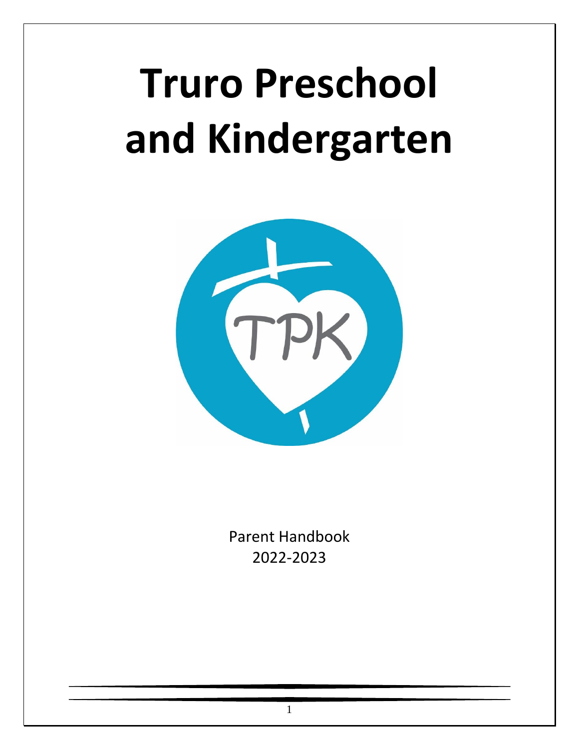# Truro Preschool and Kindergarten

Parent Handbook
2022-2023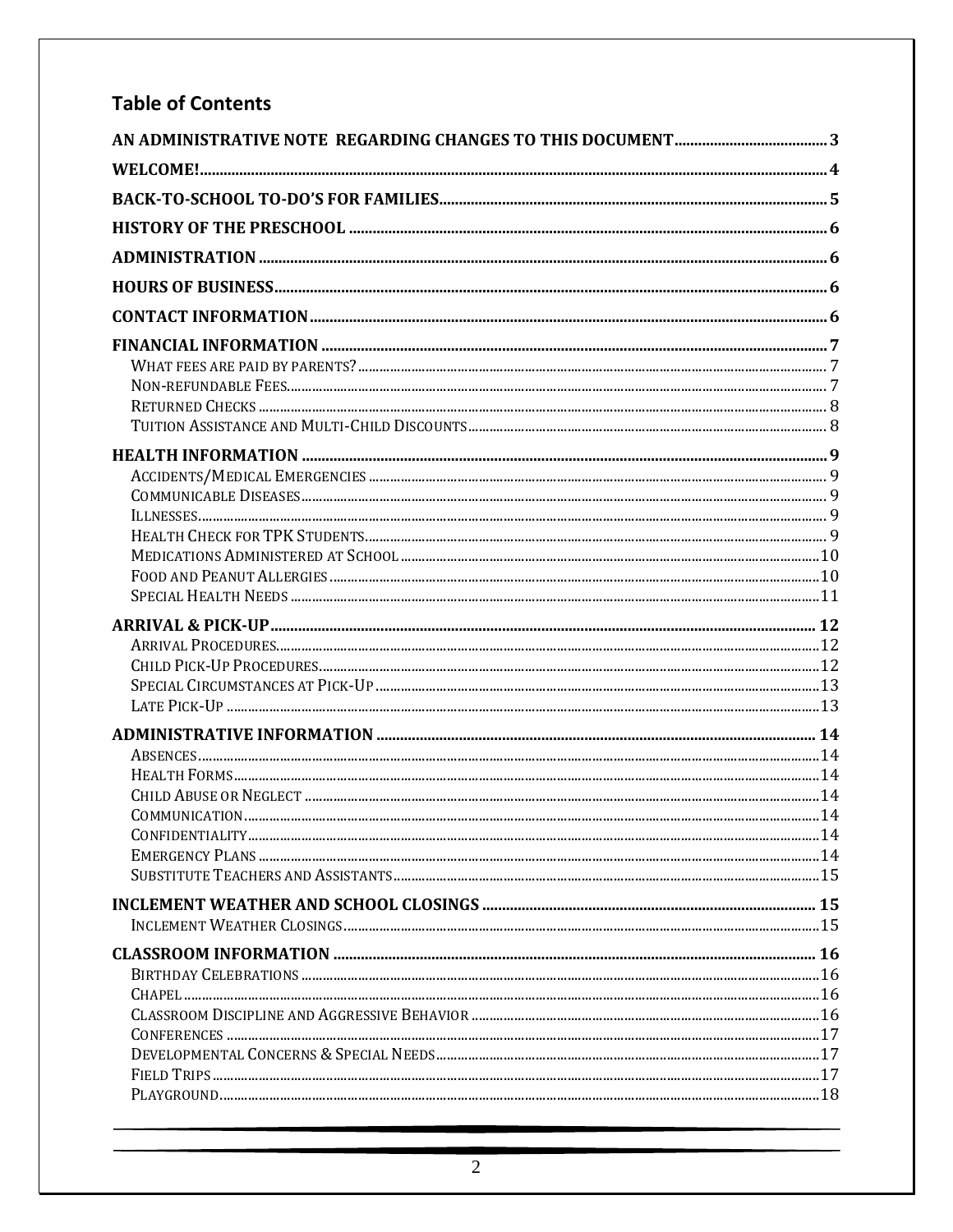## Table of Contents

**AN ADMINISTRATIVE NOTE REGARDING CHANGES TO THIS DOCUMENT** .......... 3

**WELCOME!** .......... 4

**BACK-TO-SCHOOL TO-DO'S FOR FAMILIES** .......... 5

**HISTORY OF THE PRESCHOOL** .......... 6

**ADMINISTRATION** .......... 6

**HOURS OF BUSINESS** .......... 6

**CONTACT INFORMATION** .......... 6

**FINANCIAL INFORMATION** .......... 7
- What fees are paid by parents? .......... 7
- Non-refundable Fees .......... 7
- Returned Checks .......... 8
- Tuition Assistance and Multi-Child Discounts .......... 8

**HEALTH INFORMATION** .......... 9
- Accidents/Medical Emergencies .......... 9
- Communicable Diseases .......... 9
- Illnesses .......... 9
- Health Check for TPK Students .......... 9
- Medications Administered at School .......... 10
- Food and Peanut Allergies .......... 10
- Special Health Needs .......... 11

**ARRIVAL & PICK-UP** .......... 12
- Arrival Procedures .......... 12
- Child Pick-Up Procedures .......... 12
- Special Circumstances at Pick-Up .......... 13
- Late Pick-Up .......... 13

**ADMINISTRATIVE INFORMATION** .......... 14
- Absences .......... 14
- Health Forms .......... 14
- Child Abuse or Neglect .......... 14
- Communication .......... 14
- Confidentiality .......... 14
- Emergency Plans .......... 14
- Substitute Teachers and Assistants .......... 15

**INCLEMENT WEATHER AND SCHOOL CLOSINGS** .......... 15
- Inclement Weather Closings .......... 15

**CLASSROOM INFORMATION** .......... 16
- Birthday Celebrations .......... 16
- Chapel .......... 16
- Classroom Discipline and Aggressive Behavior .......... 16
- Conferences .......... 17
- Developmental Concerns & Special Needs .......... 17
- Field Trips .......... 17
- Playground .......... 18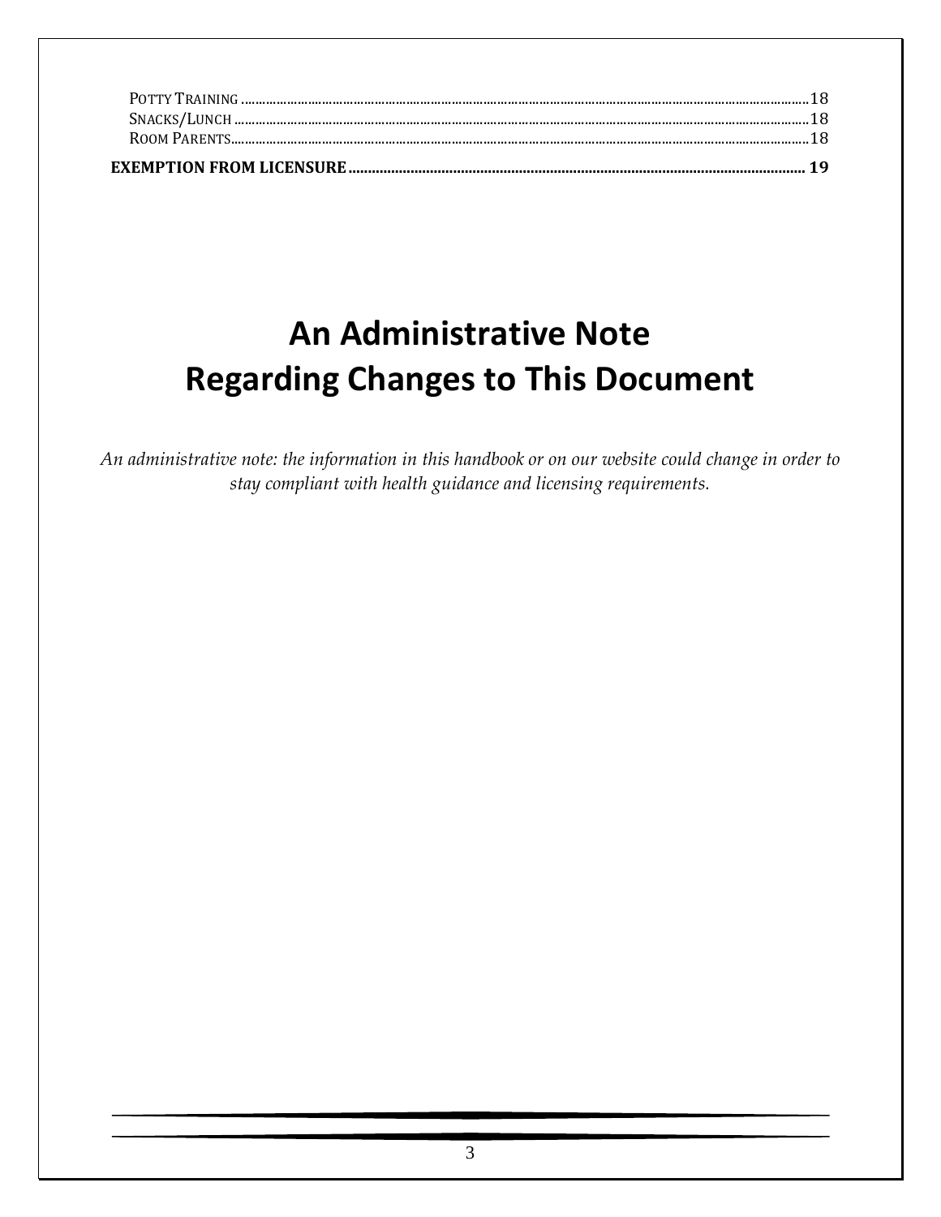Potty Training .......... 18
Snacks/Lunch .......... 18
Room Parents .......... 18

**EXEMPTION FROM LICENSURE .......... 19**

# An Administrative Note Regarding Changes to This Document

*An administrative note: the information in this handbook or on our website could change in order to stay compliant with health guidance and licensing requirements.*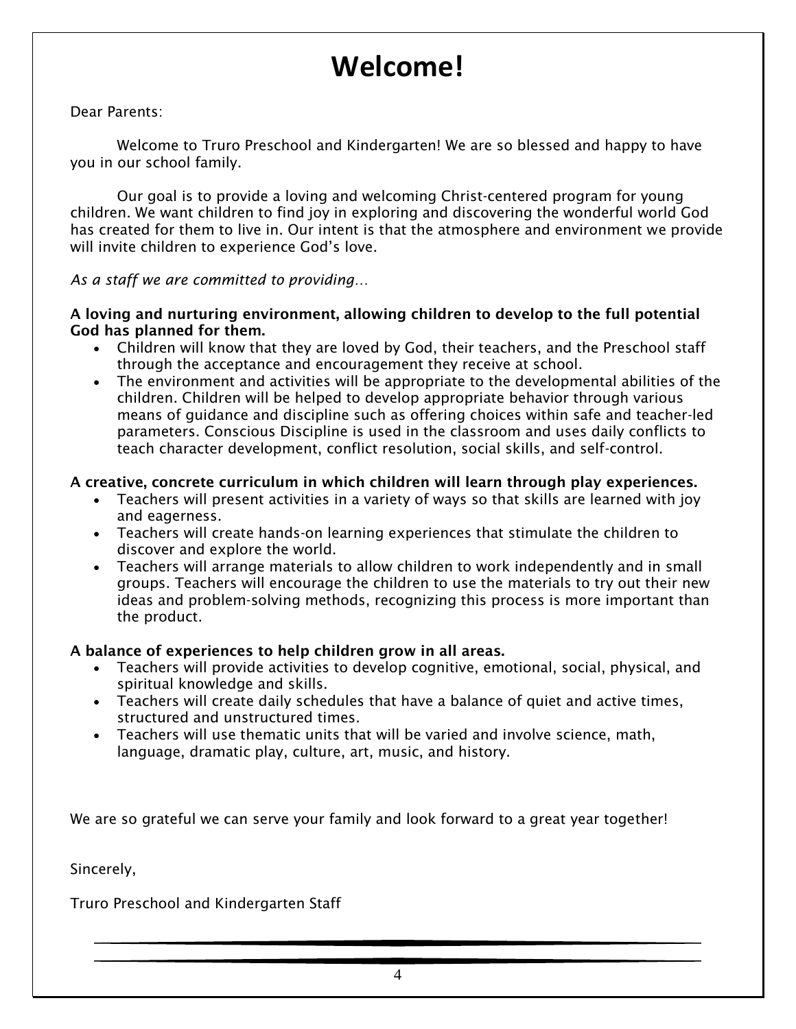# Welcome!

Dear Parents:

Welcome to Truro Preschool and Kindergarten! We are so blessed and happy to have you in our school family.

Our goal is to provide a loving and welcoming Christ-centered program for young children. We want children to find joy in exploring and discovering the wonderful world God has created for them to live in. Our intent is that the atmosphere and environment we provide will invite children to experience God's love.

*As a staff we are committed to providing…*

**A loving and nurturing environment, allowing children to develop to the full potential God has planned for them.**

- Children will know that they are loved by God, their teachers, and the Preschool staff through the acceptance and encouragement they receive at school.
- The environment and activities will be appropriate to the developmental abilities of the children. Children will be helped to develop appropriate behavior through various means of guidance and discipline such as offering choices within safe and teacher-led parameters. Conscious Discipline is used in the classroom and uses daily conflicts to teach character development, conflict resolution, social skills, and self-control.

**A creative, concrete curriculum in which children will learn through play experiences.**

- Teachers will present activities in a variety of ways so that skills are learned with joy and eagerness.
- Teachers will create hands-on learning experiences that stimulate the children to discover and explore the world.
- Teachers will arrange materials to allow children to work independently and in small groups. Teachers will encourage the children to use the materials to try out their new ideas and problem-solving methods, recognizing this process is more important than the product.

**A balance of experiences to help children grow in all areas.**

- Teachers will provide activities to develop cognitive, emotional, social, physical, and spiritual knowledge and skills.
- Teachers will create daily schedules that have a balance of quiet and active times, structured and unstructured times.
- Teachers will use thematic units that will be varied and involve science, math, language, dramatic play, culture, art, music, and history.

We are so grateful we can serve your family and look forward to a great year together!

Sincerely,

Truro Preschool and Kindergarten Staff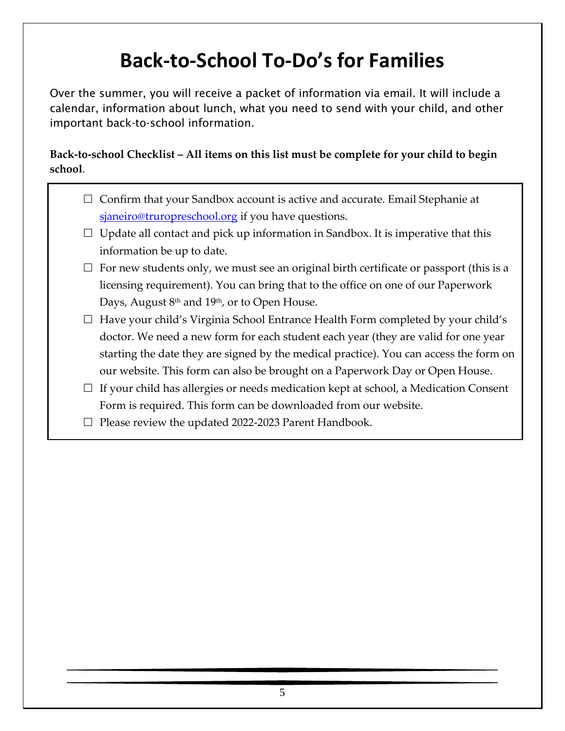# Back-to-School To-Do's for Families

Over the summer, you will receive a packet of information via email. It will include a calendar, information about lunch, what you need to send with your child, and other important back-to-school information.

**Back-to-school Checklist – All items on this list must be complete for your child to begin school**.

- ☐ Confirm that your Sandbox account is active and accurate. Email Stephanie at sjaneiro@truropreschool.org if you have questions.
- ☐ Update all contact and pick up information in Sandbox. It is imperative that this information be up to date.
- ☐ For new students only, we must see an original birth certificate or passport (this is a licensing requirement). You can bring that to the office on one of our Paperwork Days, August 8th and 19th, or to Open House.
- ☐ Have your child's Virginia School Entrance Health Form completed by your child's doctor. We need a new form for each student each year (they are valid for one year starting the date they are signed by the medical practice). You can access the form on our website. This form can also be brought on a Paperwork Day or Open House.
- ☐ If your child has allergies or needs medication kept at school, a Medication Consent Form is required. This form can be downloaded from our website.
- ☐ Please review the updated 2022-2023 Parent Handbook.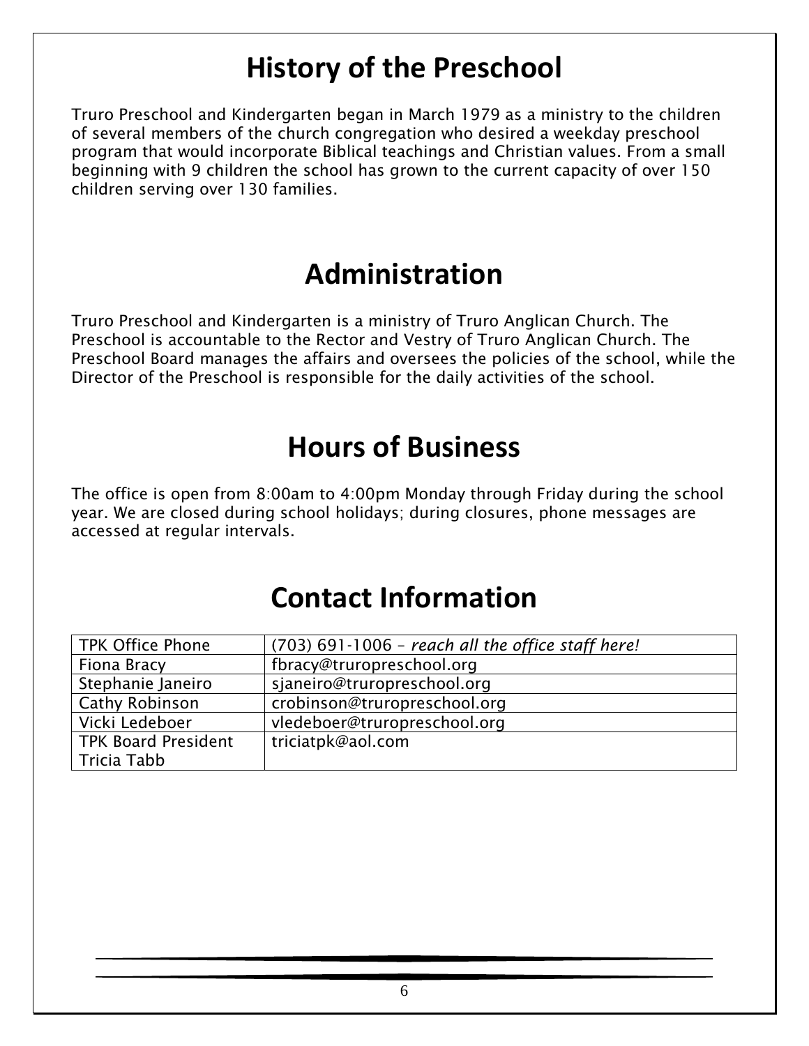# History of the Preschool

Truro Preschool and Kindergarten began in March 1979 as a ministry to the children of several members of the church congregation who desired a weekday preschool program that would incorporate Biblical teachings and Christian values. From a small beginning with 9 children the school has grown to the current capacity of over 150 children serving over 130 families.

# Administration

Truro Preschool and Kindergarten is a ministry of Truro Anglican Church. The Preschool is accountable to the Rector and Vestry of Truro Anglican Church. The Preschool Board manages the affairs and oversees the policies of the school, while the Director of the Preschool is responsible for the daily activities of the school.

# Hours of Business

The office is open from 8:00am to 4:00pm Monday through Friday during the school year. We are closed during school holidays; during closures, phone messages are accessed at regular intervals.

# Contact Information

| TPK Office Phone | (703) 691-1006 – *reach all the office staff here!* |
|---|---|
| Fiona Bracy | fbracy@truropreschool.org |
| Stephanie Janeiro | sjaneiro@truropreschool.org |
| Cathy Robinson | crobinson@truropreschool.org |
| Vicki Ledeboer | vledeboer@truropreschool.org |
| TPK Board President Tricia Tabb | triciatpk@aol.com |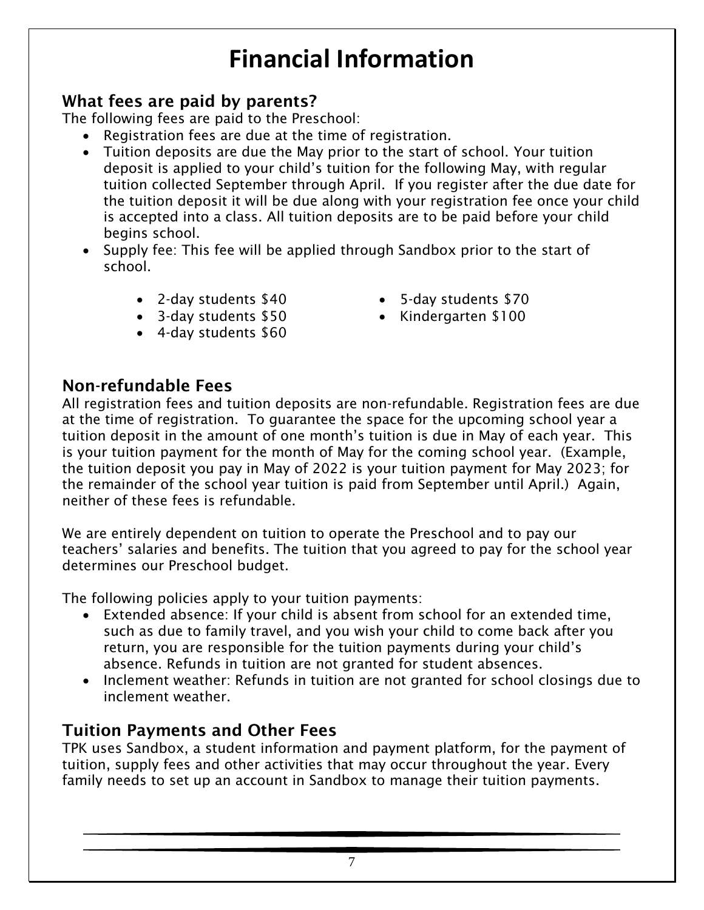# Financial Information

## What fees are paid by parents?

The following fees are paid to the Preschool:

- Registration fees are due at the time of registration.
- Tuition deposits are due the May prior to the start of school. Your tuition deposit is applied to your child's tuition for the following May, with regular tuition collected September through April. If you register after the due date for the tuition deposit it will be due along with your registration fee once your child is accepted into a class. All tuition deposits are to be paid before your child begins school.
- Supply fee: This fee will be applied through Sandbox prior to the start of school.
    - 2-day students $40
    - 3-day students $50
    - 4-day students $60
    - 5-day students $70
    - Kindergarten $100

## Non-refundable Fees

All registration fees and tuition deposits are non-refundable. Registration fees are due at the time of registration. To guarantee the space for the upcoming school year a tuition deposit in the amount of one month's tuition is due in May of each year. This is your tuition payment for the month of May for the coming school year. (Example, the tuition deposit you pay in May of 2022 is your tuition payment for May 2023; for the remainder of the school year tuition is paid from September until April.) Again, neither of these fees is refundable.

We are entirely dependent on tuition to operate the Preschool and to pay our teachers' salaries and benefits. The tuition that you agreed to pay for the school year determines our Preschool budget.

The following policies apply to your tuition payments:

- Extended absence: If your child is absent from school for an extended time, such as due to family travel, and you wish your child to come back after you return, you are responsible for the tuition payments during your child's absence. Refunds in tuition are not granted for student absences.
- Inclement weather: Refunds in tuition are not granted for school closings due to inclement weather.

## Tuition Payments and Other Fees

TPK uses Sandbox, a student information and payment platform, for the payment of tuition, supply fees and other activities that may occur throughout the year. Every family needs to set up an account in Sandbox to manage their tuition payments.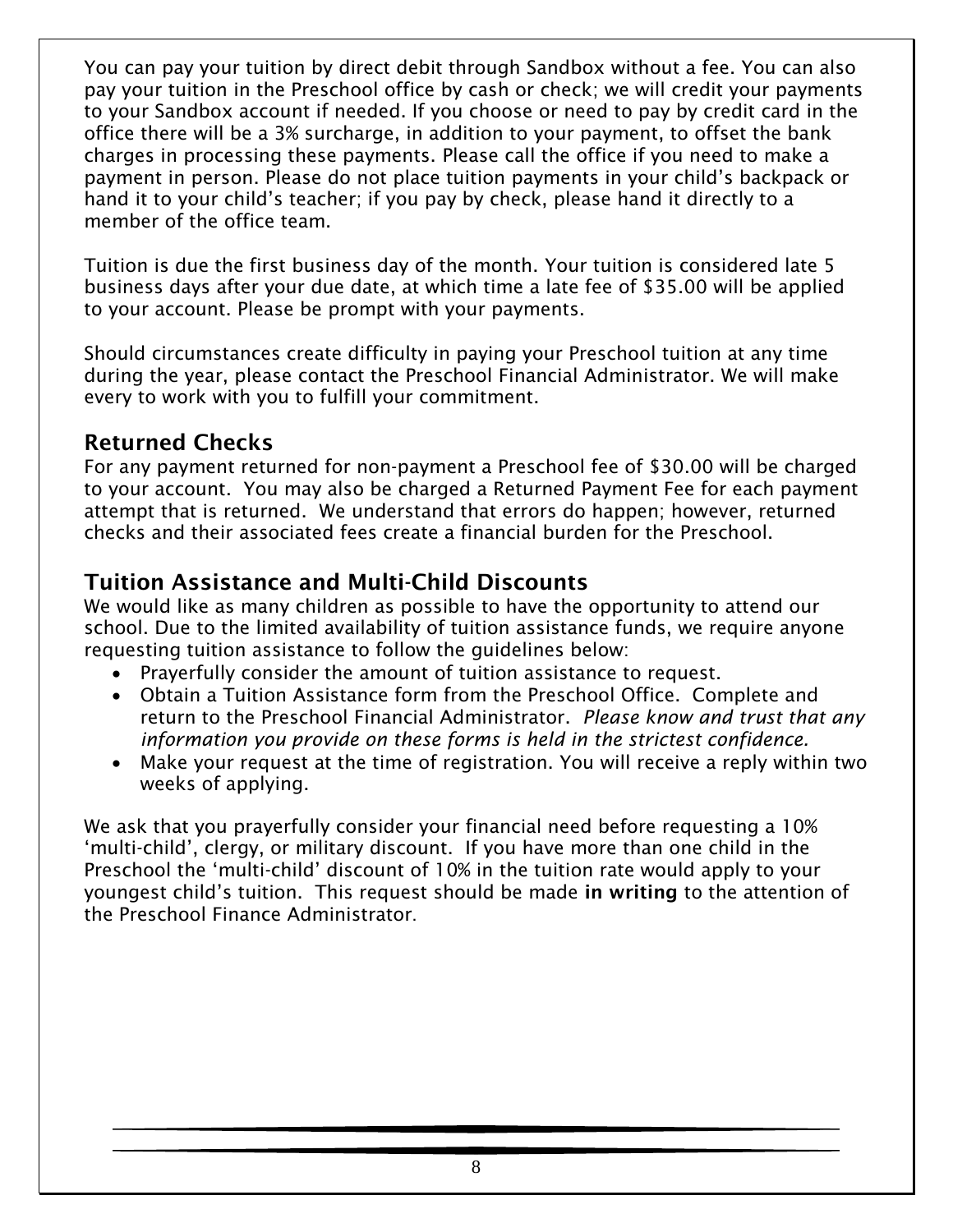You can pay your tuition by direct debit through Sandbox without a fee. You can also pay your tuition in the Preschool office by cash or check; we will credit your payments to your Sandbox account if needed. If you choose or need to pay by credit card in the office there will be a 3% surcharge, in addition to your payment, to offset the bank charges in processing these payments. Please call the office if you need to make a payment in person. Please do not place tuition payments in your child's backpack or hand it to your child's teacher; if you pay by check, please hand it directly to a member of the office team.

Tuition is due the first business day of the month. Your tuition is considered late 5 business days after your due date, at which time a late fee of $35.00 will be applied to your account. Please be prompt with your payments.

Should circumstances create difficulty in paying your Preschool tuition at any time during the year, please contact the Preschool Financial Administrator. We will make every to work with you to fulfill your commitment.

## Returned Checks

For any payment returned for non-payment a Preschool fee of $30.00 will be charged to your account. You may also be charged a Returned Payment Fee for each payment attempt that is returned. We understand that errors do happen; however, returned checks and their associated fees create a financial burden for the Preschool.

## Tuition Assistance and Multi-Child Discounts

We would like as many children as possible to have the opportunity to attend our school. Due to the limited availability of tuition assistance funds, we require anyone requesting tuition assistance to follow the guidelines below:

- Prayerfully consider the amount of tuition assistance to request.
- Obtain a Tuition Assistance form from the Preschool Office. Complete and return to the Preschool Financial Administrator. *Please know and trust that any information you provide on these forms is held in the strictest confidence.*
- Make your request at the time of registration. You will receive a reply within two weeks of applying.

We ask that you prayerfully consider your financial need before requesting a 10% 'multi-child', clergy, or military discount. If you have more than one child in the Preschool the 'multi-child' discount of 10% in the tuition rate would apply to your youngest child's tuition. This request should be made **in writing** to the attention of the Preschool Finance Administrator.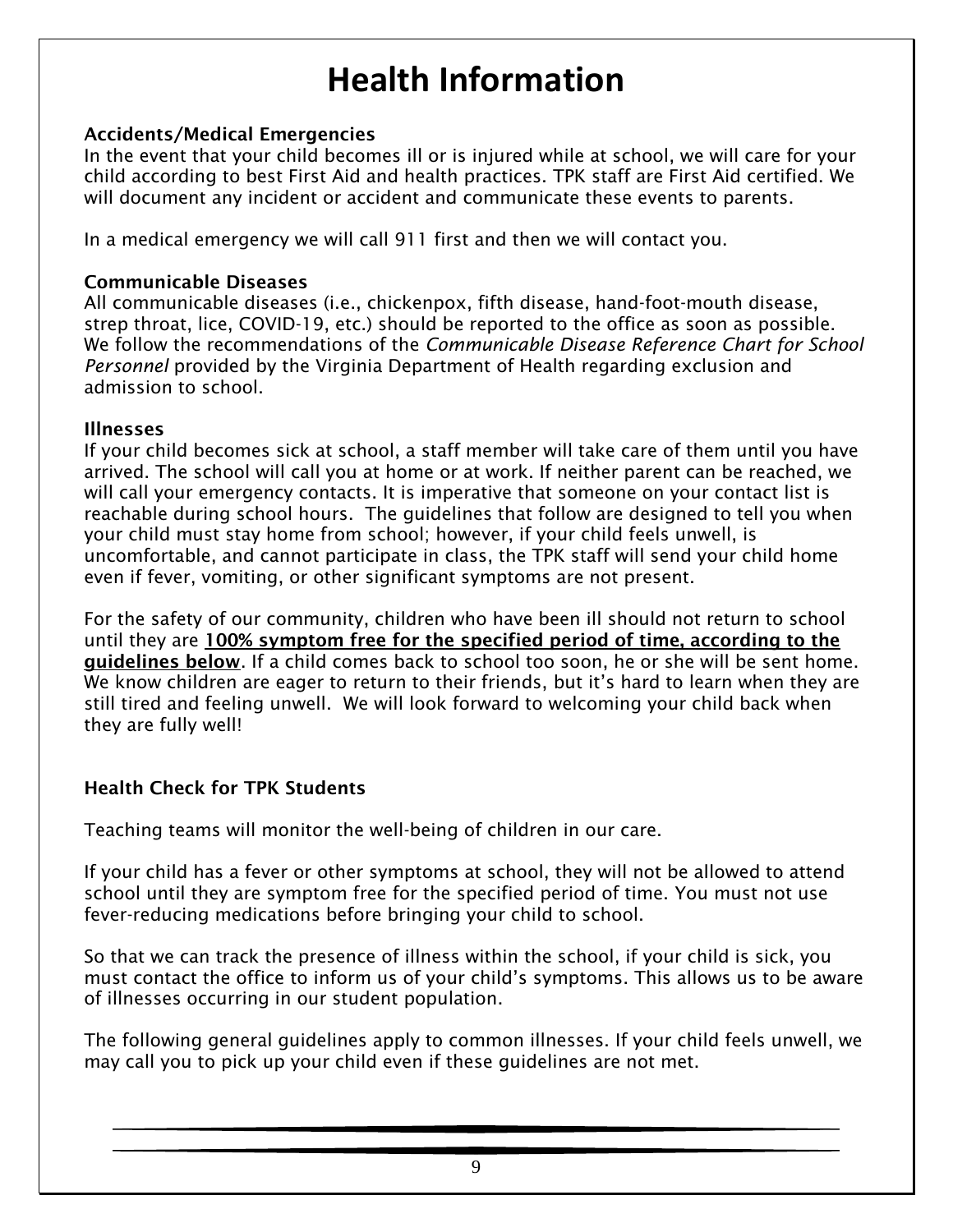# Health Information

**Accidents/Medical Emergencies**

In the event that your child becomes ill or is injured while at school, we will care for your child according to best First Aid and health practices. TPK staff are First Aid certified. We will document any incident or accident and communicate these events to parents.

In a medical emergency we will call 911 first and then we will contact you.

**Communicable Diseases**

All communicable diseases (i.e., chickenpox, fifth disease, hand-foot-mouth disease, strep throat, lice, COVID-19, etc.) should be reported to the office as soon as possible. We follow the recommendations of the *Communicable Disease Reference Chart for School Personnel* provided by the Virginia Department of Health regarding exclusion and admission to school.

**Illnesses**

If your child becomes sick at school, a staff member will take care of them until you have arrived. The school will call you at home or at work. If neither parent can be reached, we will call your emergency contacts. It is imperative that someone on your contact list is reachable during school hours. The guidelines that follow are designed to tell you when your child must stay home from school; however, if your child feels unwell, is uncomfortable, and cannot participate in class, the TPK staff will send your child home even if fever, vomiting, or other significant symptoms are not present.

For the safety of our community, children who have been ill should not return to school until they are **100% symptom free for the specified period of time, according to the guidelines below**. If a child comes back to school too soon, he or she will be sent home. We know children are eager to return to their friends, but it's hard to learn when they are still tired and feeling unwell. We will look forward to welcoming your child back when they are fully well!

**Health Check for TPK Students**

Teaching teams will monitor the well-being of children in our care.

If your child has a fever or other symptoms at school, they will not be allowed to attend school until they are symptom free for the specified period of time. You must not use fever-reducing medications before bringing your child to school.

So that we can track the presence of illness within the school, if your child is sick, you must contact the office to inform us of your child's symptoms. This allows us to be aware of illnesses occurring in our student population.

The following general guidelines apply to common illnesses. If your child feels unwell, we may call you to pick up your child even if these guidelines are not met.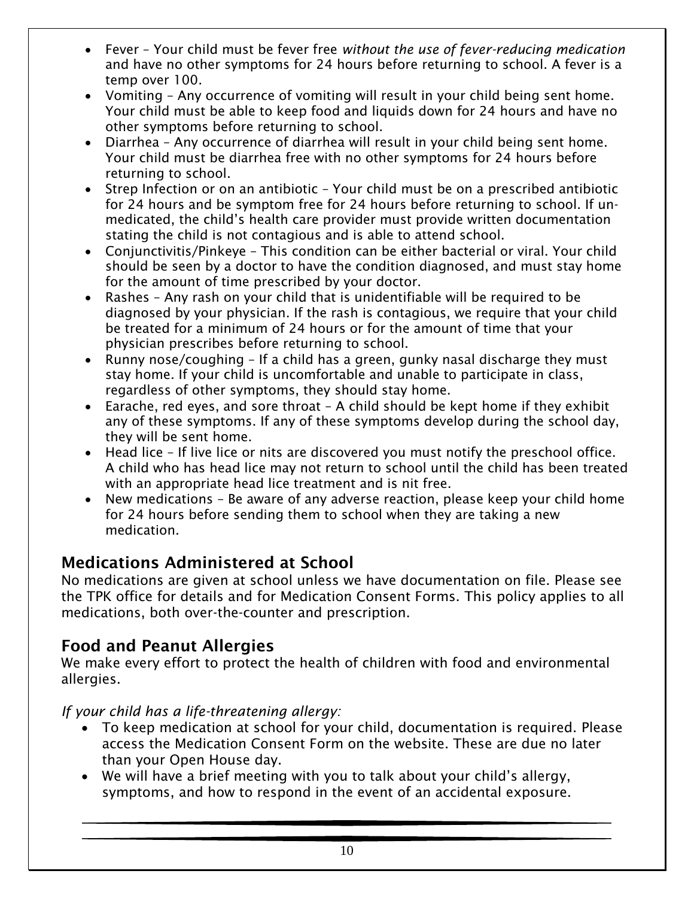- Fever – Your child must be fever free *without the use of fever-reducing medication* and have no other symptoms for 24 hours before returning to school. A fever is a temp over 100.
- Vomiting – Any occurrence of vomiting will result in your child being sent home. Your child must be able to keep food and liquids down for 24 hours and have no other symptoms before returning to school.
- Diarrhea – Any occurrence of diarrhea will result in your child being sent home. Your child must be diarrhea free with no other symptoms for 24 hours before returning to school.
- Strep Infection or on an antibiotic – Your child must be on a prescribed antibiotic for 24 hours and be symptom free for 24 hours before returning to school. If un-medicated, the child's health care provider must provide written documentation stating the child is not contagious and is able to attend school.
- Conjunctivitis/Pinkeye – This condition can be either bacterial or viral. Your child should be seen by a doctor to have the condition diagnosed, and must stay home for the amount of time prescribed by your doctor.
- Rashes – Any rash on your child that is unidentifiable will be required to be diagnosed by your physician. If the rash is contagious, we require that your child be treated for a minimum of 24 hours or for the amount of time that your physician prescribes before returning to school.
- Runny nose/coughing – If a child has a green, gunky nasal discharge they must stay home. If your child is uncomfortable and unable to participate in class, regardless of other symptoms, they should stay home.
- Earache, red eyes, and sore throat – A child should be kept home if they exhibit any of these symptoms. If any of these symptoms develop during the school day, they will be sent home.
- Head lice – If live lice or nits are discovered you must notify the preschool office. A child who has head lice may not return to school until the child has been treated with an appropriate head lice treatment and is nit free.
- New medications – Be aware of any adverse reaction, please keep your child home for 24 hours before sending them to school when they are taking a new medication.

## Medications Administered at School

No medications are given at school unless we have documentation on file. Please see the TPK office for details and for Medication Consent Forms. This policy applies to all medications, both over-the-counter and prescription.

## Food and Peanut Allergies

We make every effort to protect the health of children with food and environmental allergies.

*If your child has a life-threatening allergy:*

- To keep medication at school for your child, documentation is required. Please access the Medication Consent Form on the website. These are due no later than your Open House day.
- We will have a brief meeting with you to talk about your child's allergy, symptoms, and how to respond in the event of an accidental exposure.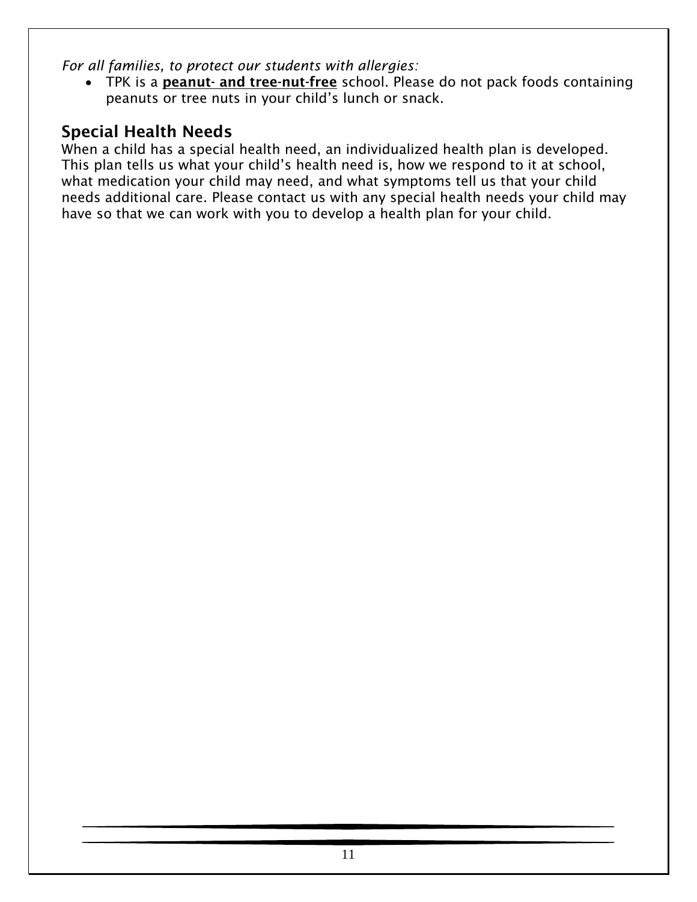*For all families, to protect our students with allergies:*

- TPK is a **peanut- and tree-nut-free** school. Please do not pack foods containing peanuts or tree nuts in your child's lunch or snack.

## Special Health Needs

When a child has a special health need, an individualized health plan is developed. This plan tells us what your child's health need is, how we respond to it at school, what medication your child may need, and what symptoms tell us that your child needs additional care. Please contact us with any special health needs your child may have so that we can work with you to develop a health plan for your child.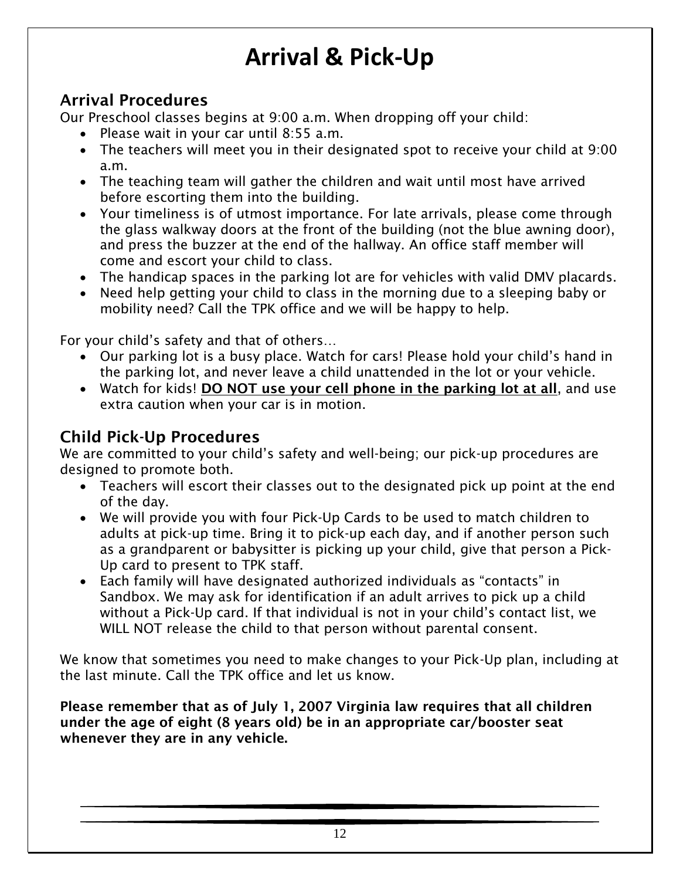# Arrival & Pick-Up

## Arrival Procedures

Our Preschool classes begins at 9:00 a.m. When dropping off your child:

- Please wait in your car until 8:55 a.m.
- The teachers will meet you in their designated spot to receive your child at 9:00 a.m.
- The teaching team will gather the children and wait until most have arrived before escorting them into the building.
- Your timeliness is of utmost importance. For late arrivals, please come through the glass walkway doors at the front of the building (not the blue awning door), and press the buzzer at the end of the hallway. An office staff member will come and escort your child to class.
- The handicap spaces in the parking lot are for vehicles with valid DMV placards.
- Need help getting your child to class in the morning due to a sleeping baby or mobility need? Call the TPK office and we will be happy to help.

For your child's safety and that of others…

- Our parking lot is a busy place. Watch for cars! Please hold your child's hand in the parking lot, and never leave a child unattended in the lot or your vehicle.
- Watch for kids! **<u>DO NOT use your cell phone in the parking lot at all</u>**, and use extra caution when your car is in motion.

## Child Pick-Up Procedures

We are committed to your child's safety and well-being; our pick-up procedures are designed to promote both.

- Teachers will escort their classes out to the designated pick up point at the end of the day.
- We will provide you with four Pick-Up Cards to be used to match children to adults at pick-up time. Bring it to pick-up each day, and if another person such as a grandparent or babysitter is picking up your child, give that person a Pick-Up card to present to TPK staff.
- Each family will have designated authorized individuals as "contacts" in Sandbox. We may ask for identification if an adult arrives to pick up a child without a Pick-Up card. If that individual is not in your child's contact list, we WILL NOT release the child to that person without parental consent.

We know that sometimes you need to make changes to your Pick-Up plan, including at the last minute. Call the TPK office and let us know.

**Please remember that as of July 1, 2007 Virginia law requires that all children under the age of eight (8 years old) be in an appropriate car/booster seat whenever they are in any vehicle.**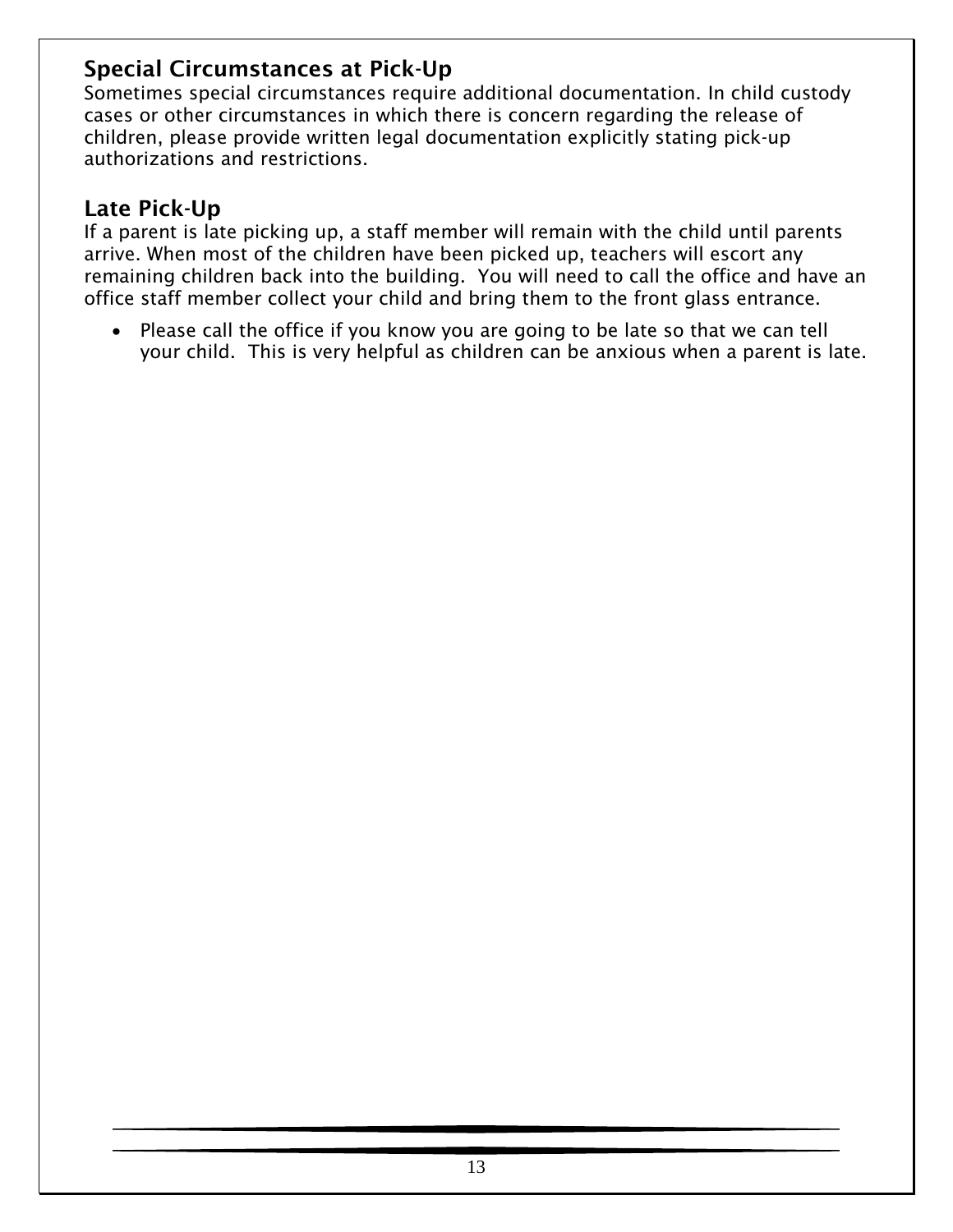## Special Circumstances at Pick-Up

Sometimes special circumstances require additional documentation. In child custody cases or other circumstances in which there is concern regarding the release of children, please provide written legal documentation explicitly stating pick-up authorizations and restrictions.

## Late Pick-Up

If a parent is late picking up, a staff member will remain with the child until parents arrive. When most of the children have been picked up, teachers will escort any remaining children back into the building. You will need to call the office and have an office staff member collect your child and bring them to the front glass entrance.

- Please call the office if you know you are going to be late so that we can tell your child. This is very helpful as children can be anxious when a parent is late.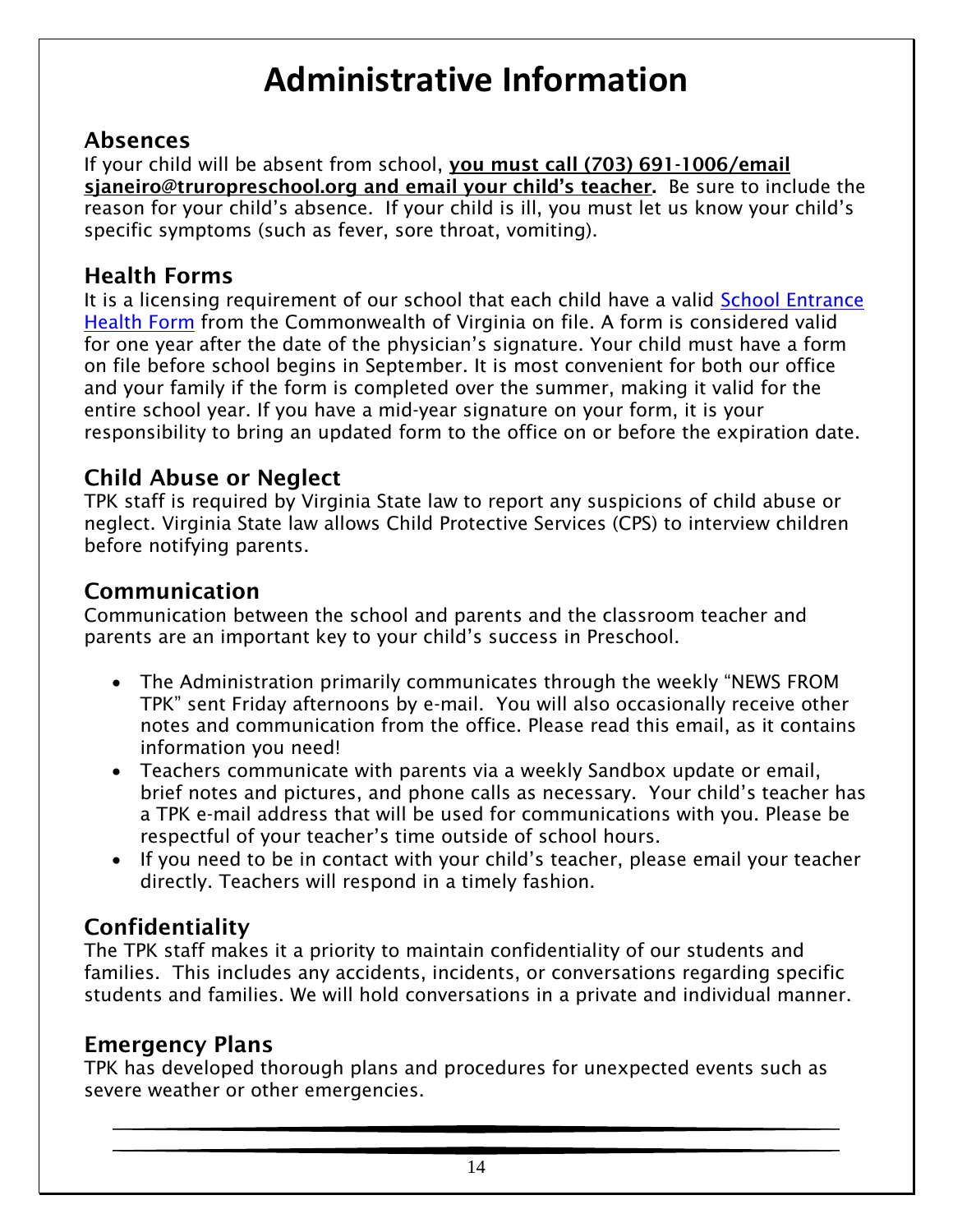# Administrative Information

## Absences

If your child will be absent from school, **you must call (703) 691-1006/email sjaneiro@truropreschool.org and email your child's teacher.** Be sure to include the reason for your child's absence. If your child is ill, you must let us know your child's specific symptoms (such as fever, sore throat, vomiting).

## Health Forms

It is a licensing requirement of our school that each child have a valid School Entrance Health Form from the Commonwealth of Virginia on file. A form is considered valid for one year after the date of the physician's signature. Your child must have a form on file before school begins in September. It is most convenient for both our office and your family if the form is completed over the summer, making it valid for the entire school year. If you have a mid-year signature on your form, it is your responsibility to bring an updated form to the office on or before the expiration date.

## Child Abuse or Neglect

TPK staff is required by Virginia State law to report any suspicions of child abuse or neglect. Virginia State law allows Child Protective Services (CPS) to interview children before notifying parents.

## Communication

Communication between the school and parents and the classroom teacher and parents are an important key to your child's success in Preschool.

- The Administration primarily communicates through the weekly "NEWS FROM TPK" sent Friday afternoons by e-mail. You will also occasionally receive other notes and communication from the office. Please read this email, as it contains information you need!
- Teachers communicate with parents via a weekly Sandbox update or email, brief notes and pictures, and phone calls as necessary. Your child's teacher has a TPK e-mail address that will be used for communications with you. Please be respectful of your teacher's time outside of school hours.
- If you need to be in contact with your child's teacher, please email your teacher directly. Teachers will respond in a timely fashion.

## Confidentiality

The TPK staff makes it a priority to maintain confidentiality of our students and families. This includes any accidents, incidents, or conversations regarding specific students and families. We will hold conversations in a private and individual manner.

## Emergency Plans

TPK has developed thorough plans and procedures for unexpected events such as severe weather or other emergencies.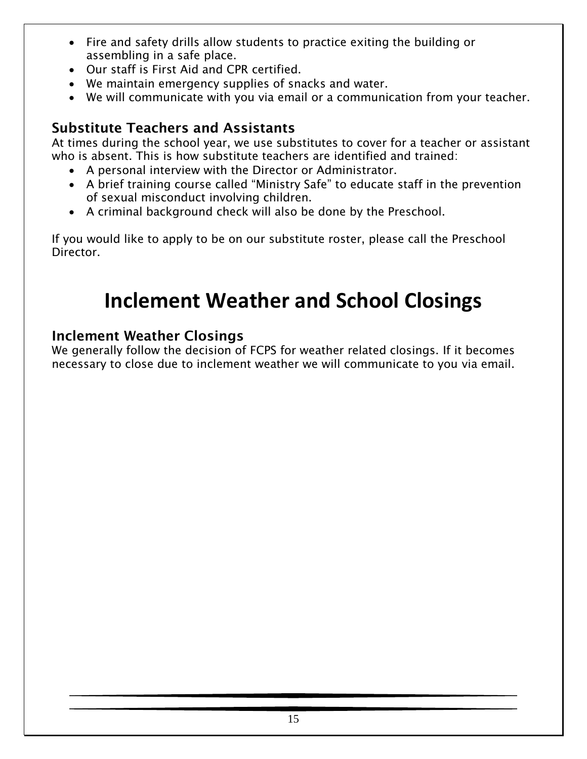- Fire and safety drills allow students to practice exiting the building or assembling in a safe place.
- Our staff is First Aid and CPR certified.
- We maintain emergency supplies of snacks and water.
- We will communicate with you via email or a communication from your teacher.

### Substitute Teachers and Assistants

At times during the school year, we use substitutes to cover for a teacher or assistant who is absent. This is how substitute teachers are identified and trained:

- A personal interview with the Director or Administrator.
- A brief training course called "Ministry Safe" to educate staff in the prevention of sexual misconduct involving children.
- A criminal background check will also be done by the Preschool.

If you would like to apply to be on our substitute roster, please call the Preschool Director.

# Inclement Weather and School Closings

### Inclement Weather Closings

We generally follow the decision of FCPS for weather related closings. If it becomes necessary to close due to inclement weather we will communicate to you via email.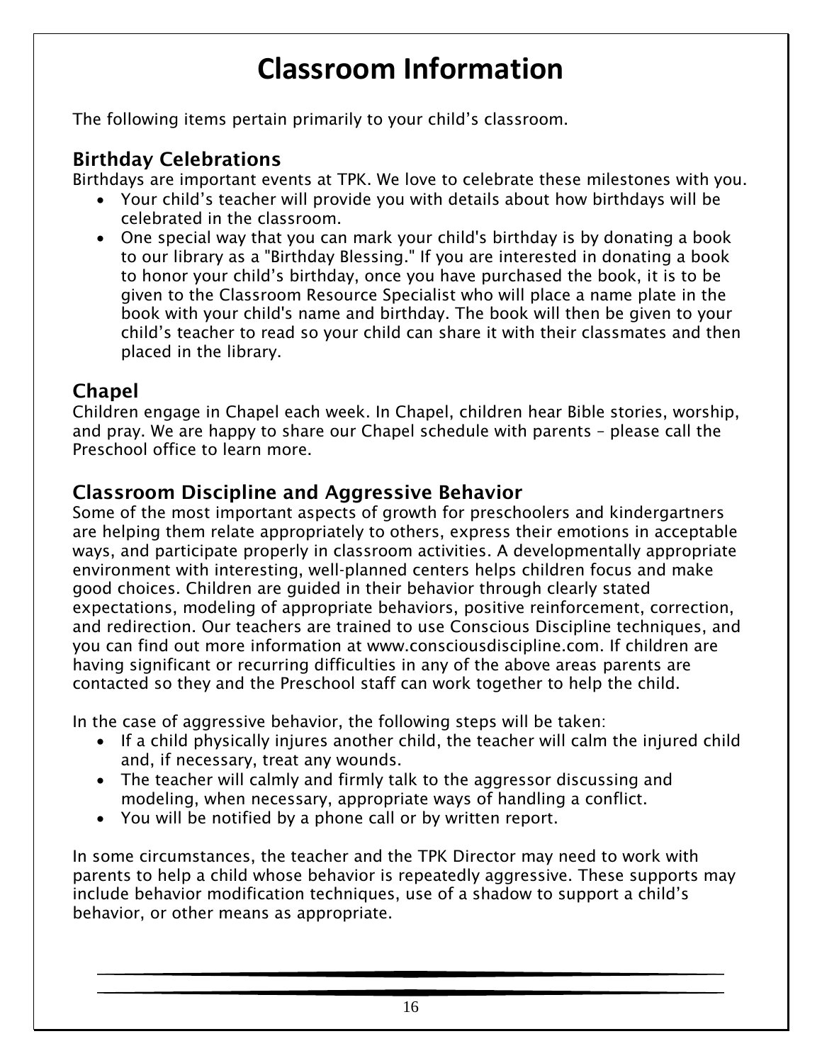# Classroom Information

The following items pertain primarily to your child's classroom.

## Birthday Celebrations

Birthdays are important events at TPK. We love to celebrate these milestones with you.

- Your child's teacher will provide you with details about how birthdays will be celebrated in the classroom.
- One special way that you can mark your child's birthday is by donating a book to our library as a "Birthday Blessing." If you are interested in donating a book to honor your child's birthday, once you have purchased the book, it is to be given to the Classroom Resource Specialist who will place a name plate in the book with your child's name and birthday. The book will then be given to your child's teacher to read so your child can share it with their classmates and then placed in the library.

## Chapel

Children engage in Chapel each week. In Chapel, children hear Bible stories, worship, and pray. We are happy to share our Chapel schedule with parents – please call the Preschool office to learn more.

## Classroom Discipline and Aggressive Behavior

Some of the most important aspects of growth for preschoolers and kindergartners are helping them relate appropriately to others, express their emotions in acceptable ways, and participate properly in classroom activities. A developmentally appropriate environment with interesting, well-planned centers helps children focus and make good choices. Children are guided in their behavior through clearly stated expectations, modeling of appropriate behaviors, positive reinforcement, correction, and redirection. Our teachers are trained to use Conscious Discipline techniques, and you can find out more information at www.consciousdiscipline.com. If children are having significant or recurring difficulties in any of the above areas parents are contacted so they and the Preschool staff can work together to help the child.

In the case of aggressive behavior, the following steps will be taken:

- If a child physically injures another child, the teacher will calm the injured child and, if necessary, treat any wounds.
- The teacher will calmly and firmly talk to the aggressor discussing and modeling, when necessary, appropriate ways of handling a conflict.
- You will be notified by a phone call or by written report.

In some circumstances, the teacher and the TPK Director may need to work with parents to help a child whose behavior is repeatedly aggressive. These supports may include behavior modification techniques, use of a shadow to support a child's behavior, or other means as appropriate.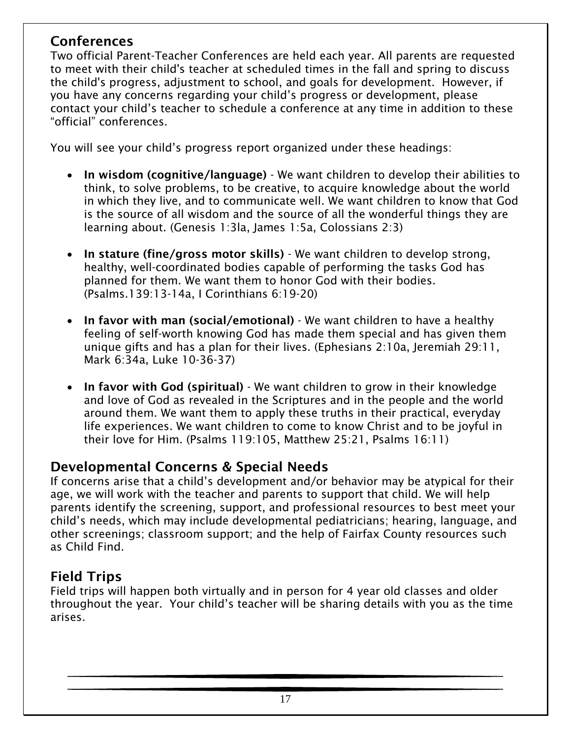## Conferences

Two official Parent-Teacher Conferences are held each year. All parents are requested to meet with their child's teacher at scheduled times in the fall and spring to discuss the child's progress, adjustment to school, and goals for development. However, if you have any concerns regarding your child's progress or development, please contact your child's teacher to schedule a conference at any time in addition to these "official" conferences.

You will see your child's progress report organized under these headings:

- **In wisdom (cognitive/language)** - We want children to develop their abilities to think, to solve problems, to be creative, to acquire knowledge about the world in which they live, and to communicate well. We want children to know that God is the source of all wisdom and the source of all the wonderful things they are learning about. (Genesis 1:3la, James 1:5a, Colossians 2:3)

- **In stature (fine/gross motor skills)** - We want children to develop strong, healthy, well-coordinated bodies capable of performing the tasks God has planned for them. We want them to honor God with their bodies. (Psalms.139:13-14a, I Corinthians 6:19-20)

- **In favor with man (social/emotional)** - We want children to have a healthy feeling of self-worth knowing God has made them special and has given them unique gifts and has a plan for their lives. (Ephesians 2:10a, Jeremiah 29:11, Mark 6:34a, Luke 10-36-37)

- **In favor with God (spiritual)** - We want children to grow in their knowledge and love of God as revealed in the Scriptures and in the people and the world around them. We want them to apply these truths in their practical, everyday life experiences. We want children to come to know Christ and to be joyful in their love for Him. (Psalms 119:105, Matthew 25:21, Psalms 16:11)

## Developmental Concerns & Special Needs

If concerns arise that a child's development and/or behavior may be atypical for their age, we will work with the teacher and parents to support that child. We will help parents identify the screening, support, and professional resources to best meet your child's needs, which may include developmental pediatricians; hearing, language, and other screenings; classroom support; and the help of Fairfax County resources such as Child Find.

## Field Trips

Field trips will happen both virtually and in person for 4 year old classes and older throughout the year. Your child's teacher will be sharing details with you as the time arises.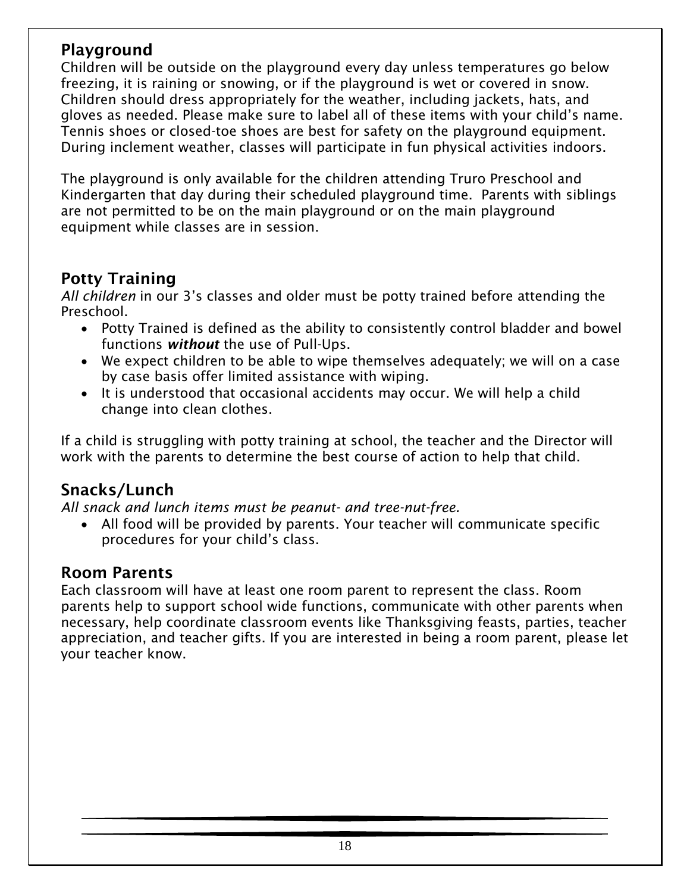## Playground

Children will be outside on the playground every day unless temperatures go below freezing, it is raining or snowing, or if the playground is wet or covered in snow. Children should dress appropriately for the weather, including jackets, hats, and gloves as needed. Please make sure to label all of these items with your child's name. Tennis shoes or closed-toe shoes are best for safety on the playground equipment. During inclement weather, classes will participate in fun physical activities indoors.

The playground is only available for the children attending Truro Preschool and Kindergarten that day during their scheduled playground time. Parents with siblings are not permitted to be on the main playground or on the main playground equipment while classes are in session.

## Potty Training

*All children* in our 3's classes and older must be potty trained before attending the Preschool.

- Potty Trained is defined as the ability to consistently control bladder and bowel functions ***without*** the use of Pull-Ups.
- We expect children to be able to wipe themselves adequately; we will on a case by case basis offer limited assistance with wiping.
- It is understood that occasional accidents may occur. We will help a child change into clean clothes.

If a child is struggling with potty training at school, the teacher and the Director will work with the parents to determine the best course of action to help that child.

## Snacks/Lunch

*All snack and lunch items must be peanut- and tree-nut-free.*

- All food will be provided by parents. Your teacher will communicate specific procedures for your child's class.

## Room Parents

Each classroom will have at least one room parent to represent the class. Room parents help to support school wide functions, communicate with other parents when necessary, help coordinate classroom events like Thanksgiving feasts, parties, teacher appreciation, and teacher gifts. If you are interested in being a room parent, please let your teacher know.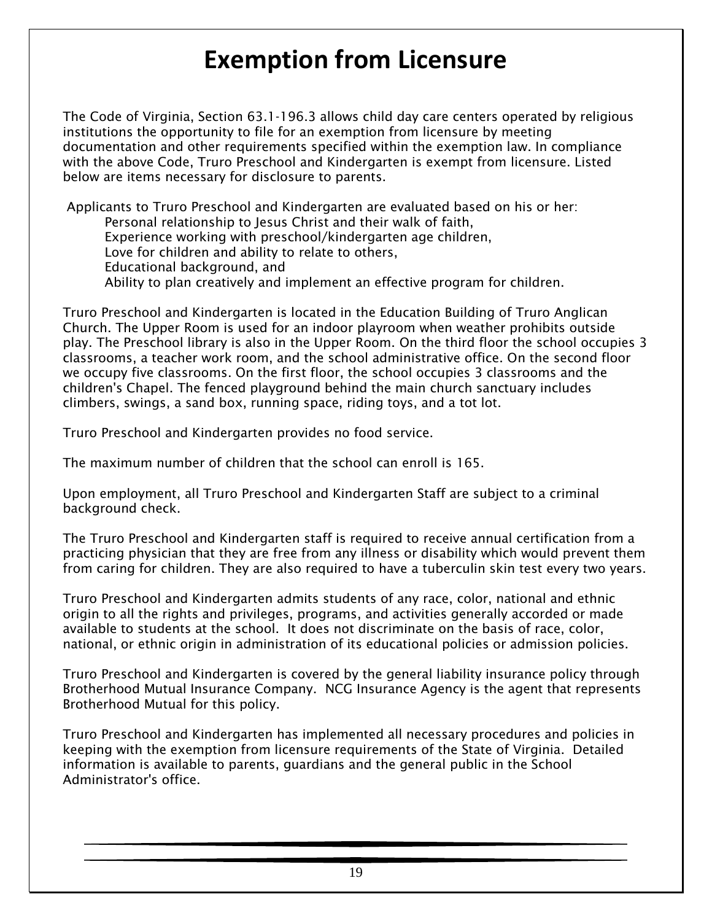# Exemption from Licensure

The Code of Virginia, Section 63.1-196.3 allows child day care centers operated by religious institutions the opportunity to file for an exemption from licensure by meeting documentation and other requirements specified within the exemption law. In compliance with the above Code, Truro Preschool and Kindergarten is exempt from licensure. Listed below are items necessary for disclosure to parents.

Applicants to Truro Preschool and Kindergarten are evaluated based on his or her:

- Personal relationship to Jesus Christ and their walk of faith,
- Experience working with preschool/kindergarten age children,
- Love for children and ability to relate to others,
- Educational background, and
- Ability to plan creatively and implement an effective program for children.

Truro Preschool and Kindergarten is located in the Education Building of Truro Anglican Church. The Upper Room is used for an indoor playroom when weather prohibits outside play. The Preschool library is also in the Upper Room. On the third floor the school occupies 3 classrooms, a teacher work room, and the school administrative office. On the second floor we occupy five classrooms. On the first floor, the school occupies 3 classrooms and the children's Chapel. The fenced playground behind the main church sanctuary includes climbers, swings, a sand box, running space, riding toys, and a tot lot.

Truro Preschool and Kindergarten provides no food service.

The maximum number of children that the school can enroll is 165.

Upon employment, all Truro Preschool and Kindergarten Staff are subject to a criminal background check.

The Truro Preschool and Kindergarten staff is required to receive annual certification from a practicing physician that they are free from any illness or disability which would prevent them from caring for children. They are also required to have a tuberculin skin test every two years.

Truro Preschool and Kindergarten admits students of any race, color, national and ethnic origin to all the rights and privileges, programs, and activities generally accorded or made available to students at the school. It does not discriminate on the basis of race, color, national, or ethnic origin in administration of its educational policies or admission policies.

Truro Preschool and Kindergarten is covered by the general liability insurance policy through Brotherhood Mutual Insurance Company. NCG Insurance Agency is the agent that represents Brotherhood Mutual for this policy.

Truro Preschool and Kindergarten has implemented all necessary procedures and policies in keeping with the exemption from licensure requirements of the State of Virginia. Detailed information is available to parents, guardians and the general public in the School Administrator's office.